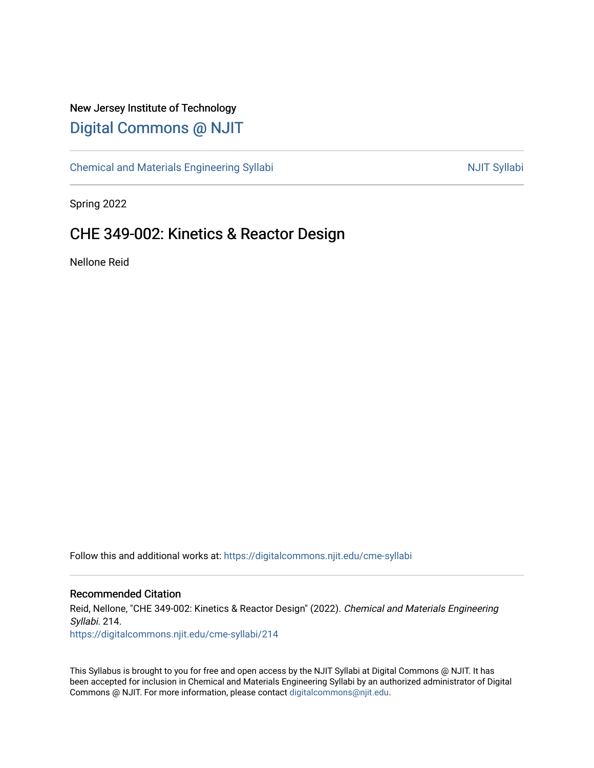New Jersey Institute of Technology

# Digital Commons @ NJIT

Chemical and Materials Engineering Syllabi | NJIT Syllabi

Spring 2022

## CHE 349-002: Kinetics & Reactor Design

Nellone Reid

Follow this and additional works at: https://digitalcommons.njit.edu/cme-syllabi

### Recommended Citation

Reid, Nellone, "CHE 349-002: Kinetics & Reactor Design" (2022). *Chemical and Materials Engineering Syllabi*. 214.
https://digitalcommons.njit.edu/cme-syllabi/214

This Syllabus is brought to you for free and open access by the NJIT Syllabi at Digital Commons @ NJIT. It has been accepted for inclusion in Chemical and Materials Engineering Syllabi by an authorized administrator of Digital Commons @ NJIT. For more information, please contact digitalcommons@njit.edu.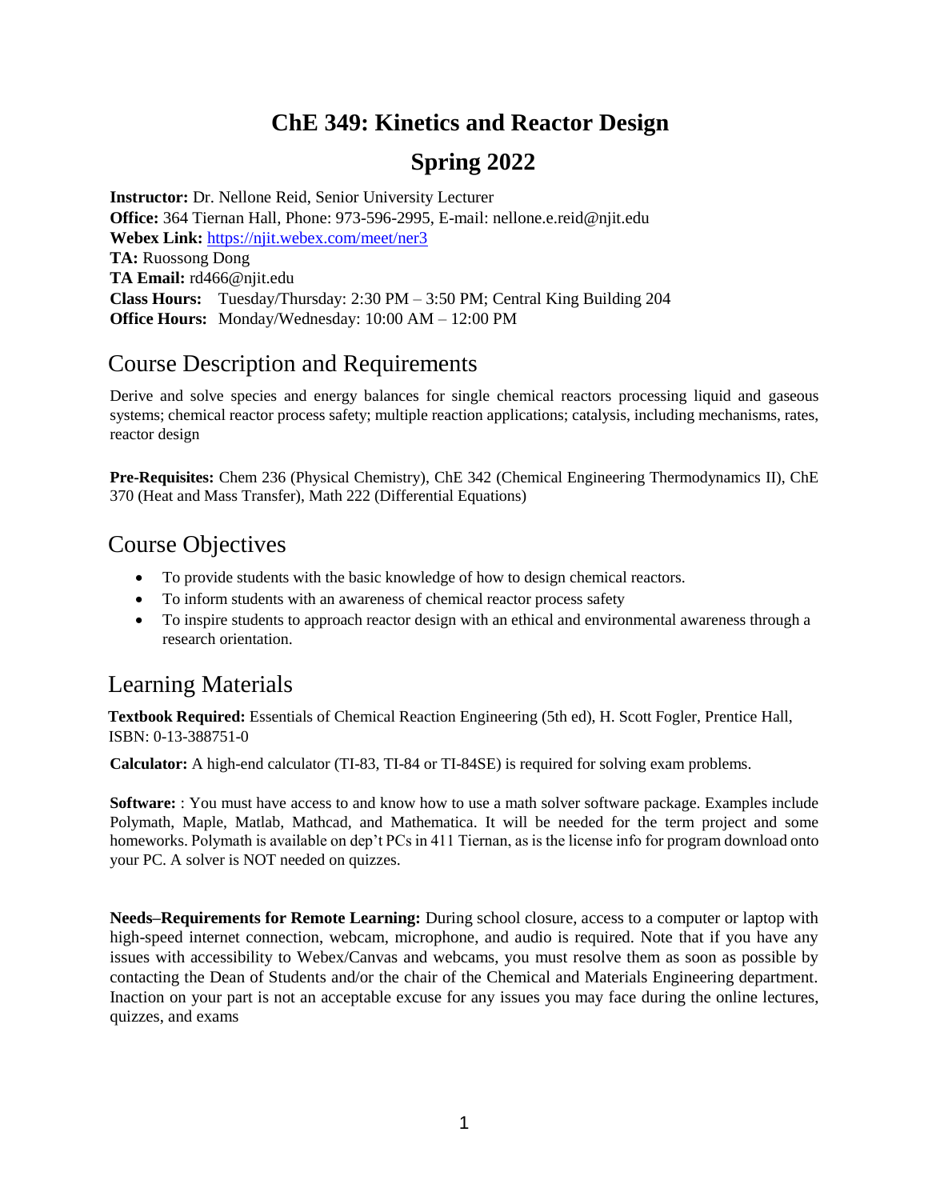# ChE 349: Kinetics and Reactor Design

# Spring 2022

**Instructor:** Dr. Nellone Reid, Senior University Lecturer
**Office:** 364 Tiernan Hall, Phone: 973-596-2995, E-mail: nellone.e.reid@njit.edu
**Webex Link:** https://njit.webex.com/meet/ner3
**TA:** Ruossong Dong
**TA Email:** rd466@njit.edu
**Class Hours:** Tuesday/Thursday: 2:30 PM – 3:50 PM; Central King Building 204
**Office Hours:** Monday/Wednesday: 10:00 AM – 12:00 PM

## Course Description and Requirements

Derive and solve species and energy balances for single chemical reactors processing liquid and gaseous systems; chemical reactor process safety; multiple reaction applications; catalysis, including mechanisms, rates, reactor design

**Pre-Requisites:** Chem 236 (Physical Chemistry), ChE 342 (Chemical Engineering Thermodynamics II), ChE 370 (Heat and Mass Transfer), Math 222 (Differential Equations)

## Course Objectives

- To provide students with the basic knowledge of how to design chemical reactors.
- To inform students with an awareness of chemical reactor process safety
- To inspire students to approach reactor design with an ethical and environmental awareness through a research orientation.

## Learning Materials

**Textbook Required:** Essentials of Chemical Reaction Engineering (5th ed), H. Scott Fogler, Prentice Hall, ISBN: 0-13-388751-0

**Calculator:** A high-end calculator (TI-83, TI-84 or TI-84SE) is required for solving exam problems.

**Software:** : You must have access to and know how to use a math solver software package. Examples include Polymath, Maple, Matlab, Mathcad, and Mathematica. It will be needed for the term project and some homeworks. Polymath is available on dep't PCs in 411 Tiernan, as is the license info for program download onto your PC. A solver is NOT needed on quizzes.

**Needs–Requirements for Remote Learning:** During school closure, access to a computer or laptop with high-speed internet connection, webcam, microphone, and audio is required. Note that if you have any issues with accessibility to Webex/Canvas and webcams, you must resolve them as soon as possible by contacting the Dean of Students and/or the chair of the Chemical and Materials Engineering department. Inaction on your part is not an acceptable excuse for any issues you may face during the online lectures, quizzes, and exams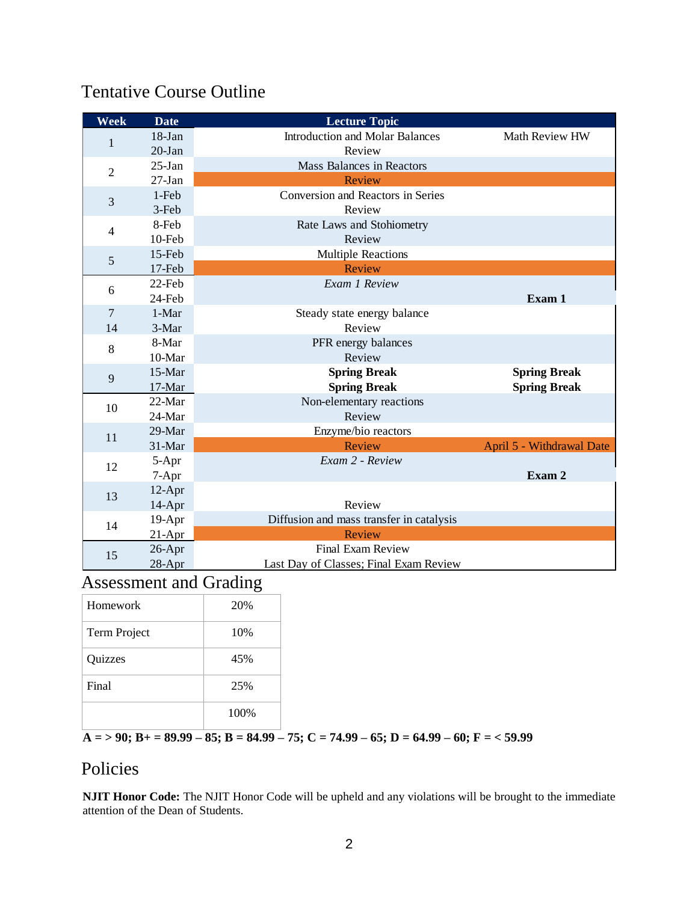## Tentative Course Outline

| Week | Date | Lecture Topic | |
|---|---|---|---|
| 1 | 18-Jan | Introduction and Molar Balances | Math Review HW |
| | 20-Jan | Review | |
| 2 | 25-Jan | Mass Balances in Reactors | |
| | 27-Jan | Review | |
| 3 | 1-Feb | Conversion and Reactors in Series | |
| | 3-Feb | Review | |
| 4 | 8-Feb | Rate Laws and Stohiometry | |
| | 10-Feb | Review | |
| 5 | 15-Feb | Multiple Reactions | |
| | 17-Feb | Review | |
| 6 | 22-Feb | *Exam 1 Review* | |
| | 24-Feb | | **Exam 1** |
| 7 | 1-Mar | Steady state energy balance | |
| 14 | 3-Mar | Review | |
| 8 | 8-Mar | PFR energy balances | |
| | 10-Mar | Review | |
| 9 | 15-Mar | **Spring Break** | **Spring Break** |
| | 17-Mar | **Spring Break** | **Spring Break** |
| 10 | 22-Mar | Non-elementary reactions | |
| | 24-Mar | Review | |
| 11 | 29-Mar | Enzyme/bio reactors | |
| | 31-Mar | Review | April 5 - Withdrawal Date |
| 12 | 5-Apr | *Exam 2 - Review* | |
| | 7-Apr | | **Exam 2** |
| 13 | 12-Apr | | |
| | 14-Apr | Review | |
| 14 | 19-Apr | Diffusion and mass transfer in catalysis | |
| | 21-Apr | Review | |
| 15 | 26-Apr | Final Exam Review | |
| | 28-Apr | Last Day of Classes; Final Exam Review | |

## Assessment and Grading

| | |
|---|---|
| Homework | 20% |
| Term Project | 10% |
| Quizzes | 45% |
| Final | 25% |
| | 100% |

**A = > 90; B+ = 89.99 – 85; B = 84.99 – 75; C = 74.99 – 65; D = 64.99 – 60; F = < 59.99**

## Policies

**NJIT Honor Code:** The NJIT Honor Code will be upheld and any violations will be brought to the immediate attention of the Dean of Students.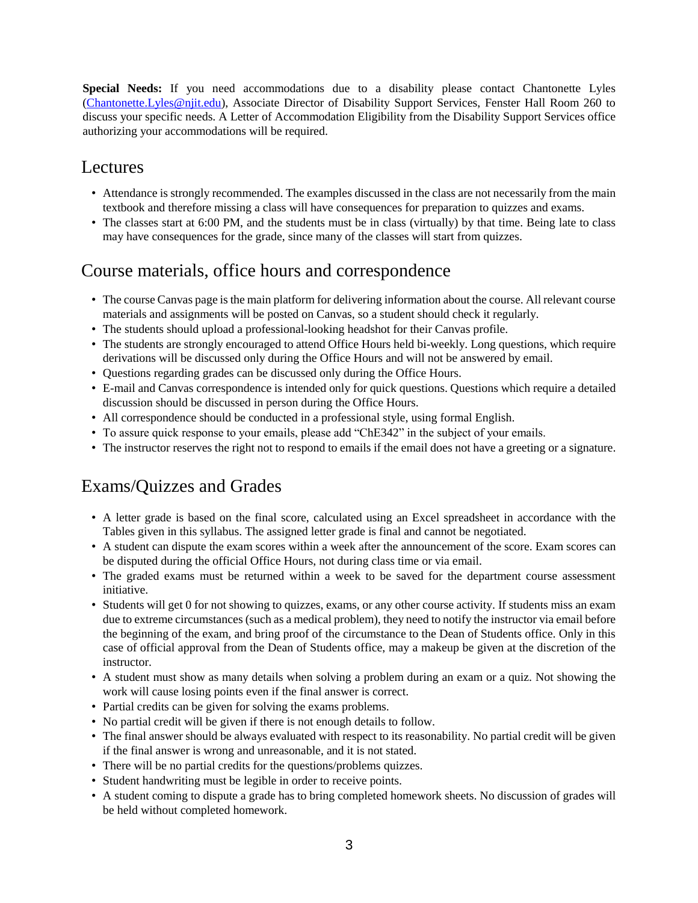**Special Needs:** If you need accommodations due to a disability please contact Chantonette Lyles (Chantonette.Lyles@njit.edu), Associate Director of Disability Support Services, Fenster Hall Room 260 to discuss your specific needs. A Letter of Accommodation Eligibility from the Disability Support Services office authorizing your accommodations will be required.

## Lectures

- Attendance is strongly recommended. The examples discussed in the class are not necessarily from the main textbook and therefore missing a class will have consequences for preparation to quizzes and exams.
- The classes start at 6:00 PM, and the students must be in class (virtually) by that time. Being late to class may have consequences for the grade, since many of the classes will start from quizzes.

## Course materials, office hours and correspondence

- The course Canvas page is the main platform for delivering information about the course. All relevant course materials and assignments will be posted on Canvas, so a student should check it regularly.
- The students should upload a professional-looking headshot for their Canvas profile.
- The students are strongly encouraged to attend Office Hours held bi-weekly. Long questions, which require derivations will be discussed only during the Office Hours and will not be answered by email.
- Questions regarding grades can be discussed only during the Office Hours.
- E-mail and Canvas correspondence is intended only for quick questions. Questions which require a detailed discussion should be discussed in person during the Office Hours.
- All correspondence should be conducted in a professional style, using formal English.
- To assure quick response to your emails, please add "ChE342" in the subject of your emails.
- The instructor reserves the right not to respond to emails if the email does not have a greeting or a signature.

## Exams/Quizzes and Grades

- A letter grade is based on the final score, calculated using an Excel spreadsheet in accordance with the Tables given in this syllabus. The assigned letter grade is final and cannot be negotiated.
- A student can dispute the exam scores within a week after the announcement of the score. Exam scores can be disputed during the official Office Hours, not during class time or via email.
- The graded exams must be returned within a week to be saved for the department course assessment initiative.
- Students will get 0 for not showing to quizzes, exams, or any other course activity. If students miss an exam due to extreme circumstances (such as a medical problem), they need to notify the instructor via email before the beginning of the exam, and bring proof of the circumstance to the Dean of Students office. Only in this case of official approval from the Dean of Students office, may a makeup be given at the discretion of the instructor.
- A student must show as many details when solving a problem during an exam or a quiz. Not showing the work will cause losing points even if the final answer is correct.
- Partial credits can be given for solving the exams problems.
- No partial credit will be given if there is not enough details to follow.
- The final answer should be always evaluated with respect to its reasonability. No partial credit will be given if the final answer is wrong and unreasonable, and it is not stated.
- There will be no partial credits for the questions/problems quizzes.
- Student handwriting must be legible in order to receive points.
- A student coming to dispute a grade has to bring completed homework sheets. No discussion of grades will be held without completed homework.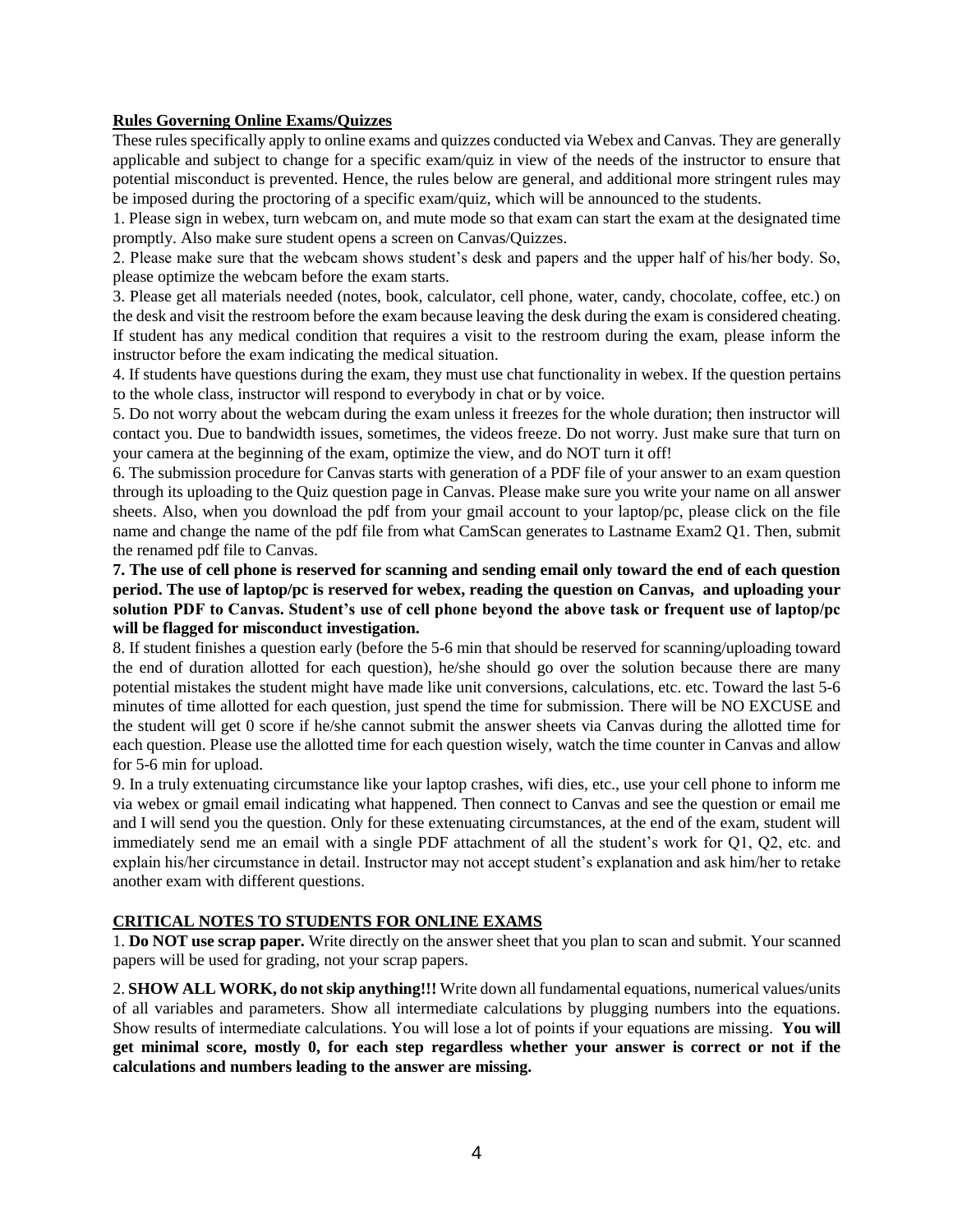**Rules Governing Online Exams/Quizzes**

These rules specifically apply to online exams and quizzes conducted via Webex and Canvas. They are generally applicable and subject to change for a specific exam/quiz in view of the needs of the instructor to ensure that potential misconduct is prevented. Hence, the rules below are general, and additional more stringent rules may be imposed during the proctoring of a specific exam/quiz, which will be announced to the students.

1. Please sign in webex, turn webcam on, and mute mode so that exam can start the exam at the designated time promptly. Also make sure student opens a screen on Canvas/Quizzes.
2. Please make sure that the webcam shows student's desk and papers and the upper half of his/her body. So, please optimize the webcam before the exam starts.
3. Please get all materials needed (notes, book, calculator, cell phone, water, candy, chocolate, coffee, etc.) on the desk and visit the restroom before the exam because leaving the desk during the exam is considered cheating. If student has any medical condition that requires a visit to the restroom during the exam, please inform the instructor before the exam indicating the medical situation.
4. If students have questions during the exam, they must use chat functionality in webex. If the question pertains to the whole class, instructor will respond to everybody in chat or by voice.
5. Do not worry about the webcam during the exam unless it freezes for the whole duration; then instructor will contact you. Due to bandwidth issues, sometimes, the videos freeze. Do not worry. Just make sure that turn on your camera at the beginning of the exam, optimize the view, and do NOT turn it off!
6. The submission procedure for Canvas starts with generation of a PDF file of your answer to an exam question through its uploading to the Quiz question page in Canvas. Please make sure you write your name on all answer sheets. Also, when you download the pdf from your gmail account to your laptop/pc, please click on the file name and change the name of the pdf file from what CamScan generates to Lastname Exam2 Q1. Then, submit the renamed pdf file to Canvas.
7. **The use of cell phone is reserved for scanning and sending email only toward the end of each question period. The use of laptop/pc is reserved for webex, reading the question on Canvas, and uploading your solution PDF to Canvas. Student's use of cell phone beyond the above task or frequent use of laptop/pc will be flagged for misconduct investigation.**
8. If student finishes a question early (before the 5-6 min that should be reserved for scanning/uploading toward the end of duration allotted for each question), he/she should go over the solution because there are many potential mistakes the student might have made like unit conversions, calculations, etc. etc. Toward the last 5-6 minutes of time allotted for each question, just spend the time for submission. There will be NO EXCUSE and the student will get 0 score if he/she cannot submit the answer sheets via Canvas during the allotted time for each question. Please use the allotted time for each question wisely, watch the time counter in Canvas and allow for 5-6 min for upload.
9. In a truly extenuating circumstance like your laptop crashes, wifi dies, etc., use your cell phone to inform me via webex or gmail email indicating what happened. Then connect to Canvas and see the question or email me and I will send you the question. Only for these extenuating circumstances, at the end of the exam, student will immediately send me an email with a single PDF attachment of all the student's work for Q1, Q2, etc. and explain his/her circumstance in detail. Instructor may not accept student's explanation and ask him/her to retake another exam with different questions.

**CRITICAL NOTES TO STUDENTS FOR ONLINE EXAMS**

1. **Do NOT use scrap paper.** Write directly on the answer sheet that you plan to scan and submit. Your scanned papers will be used for grading, not your scrap papers.

2. **SHOW ALL WORK, do not skip anything!!!** Write down all fundamental equations, numerical values/units of all variables and parameters. Show all intermediate calculations by plugging numbers into the equations. Show results of intermediate calculations. You will lose a lot of points if your equations are missing. **You will get minimal score, mostly 0, for each step regardless whether your answer is correct or not if the calculations and numbers leading to the answer are missing.**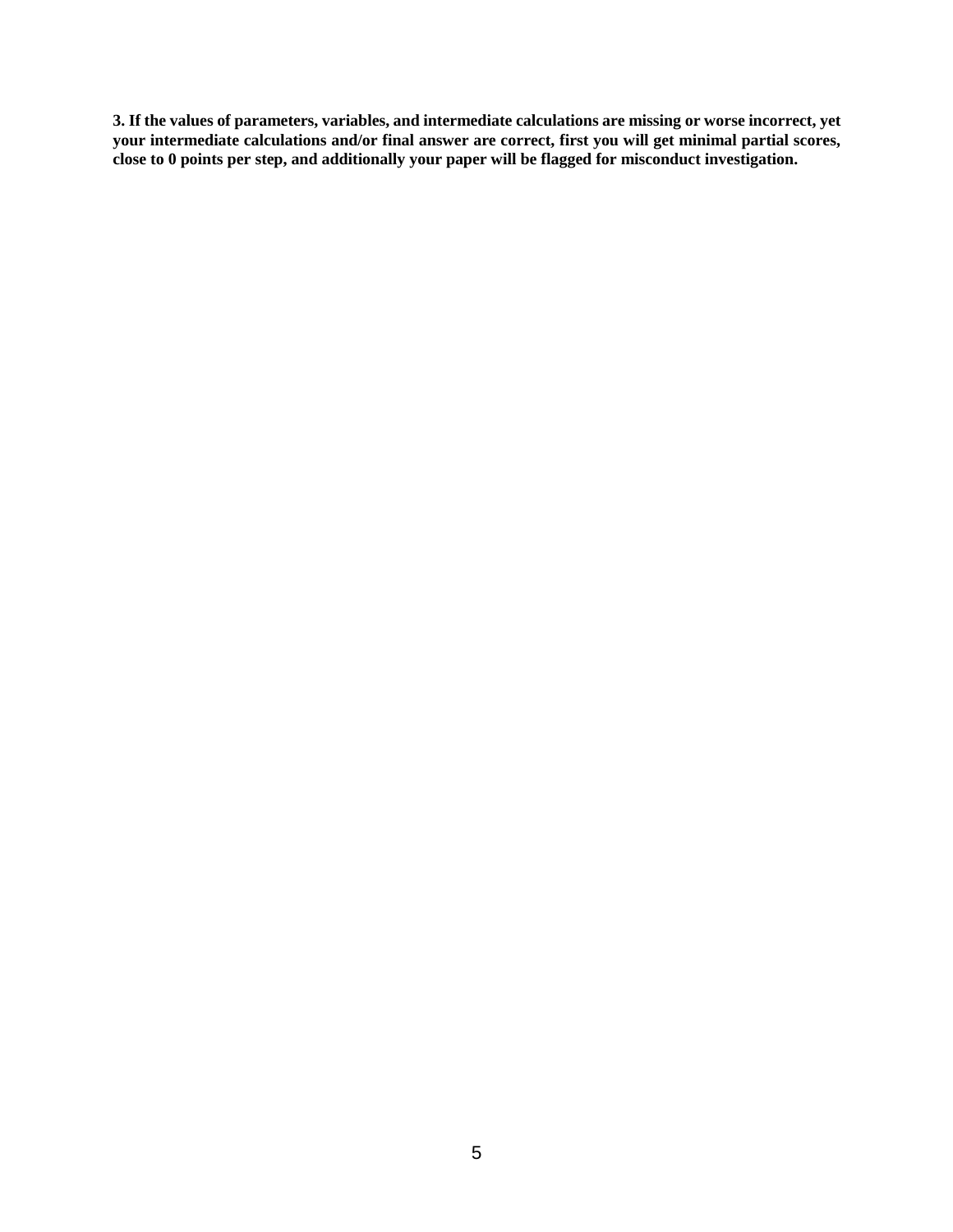**3. If the values of parameters, variables, and intermediate calculations are missing or worse incorrect, yet your intermediate calculations and/or final answer are correct, first you will get minimal partial scores, close to 0 points per step, and additionally your paper will be flagged for misconduct investigation.**